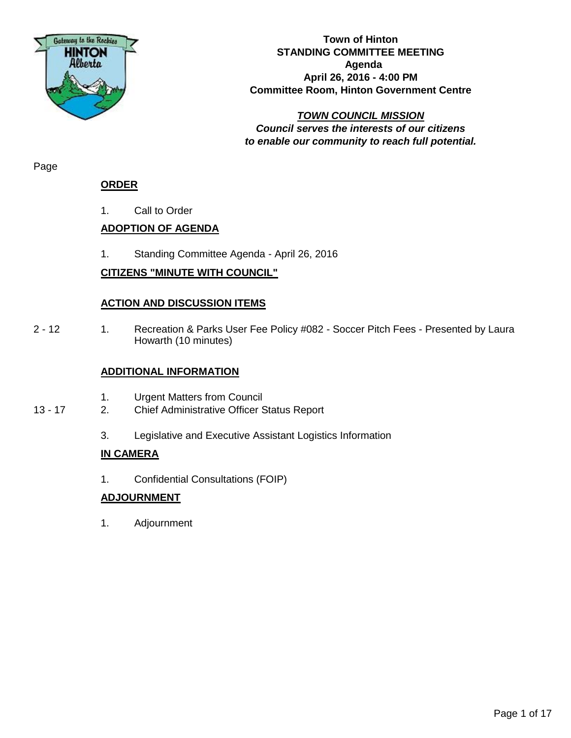**Town of Hinton**
**STANDING COMMITTEE MEETING**
**Agenda**
**April 26, 2016 - 4:00 PM**
**Committee Room, Hinton Government Centre**

***TOWN COUNCIL MISSION***
***Council serves the interests of our citizens to enable our community to reach full potential.***

Page

## ORDER

1. Call to Order

## ADOPTION OF AGENDA

1. Standing Committee Agenda - April 26, 2016

## CITIZENS "MINUTE WITH COUNCIL"

## ACTION AND DISCUSSION ITEMS

2 - 12 1. Recreation & Parks User Fee Policy #082 - Soccer Pitch Fees - Presented by Laura Howarth (10 minutes)

## ADDITIONAL INFORMATION

1. Urgent Matters from Council

13 - 17 2. Chief Administrative Officer Status Report

3. Legislative and Executive Assistant Logistics Information

## IN CAMERA

1. Confidential Consultations (FOIP)

## ADJOURNMENT

1. Adjournment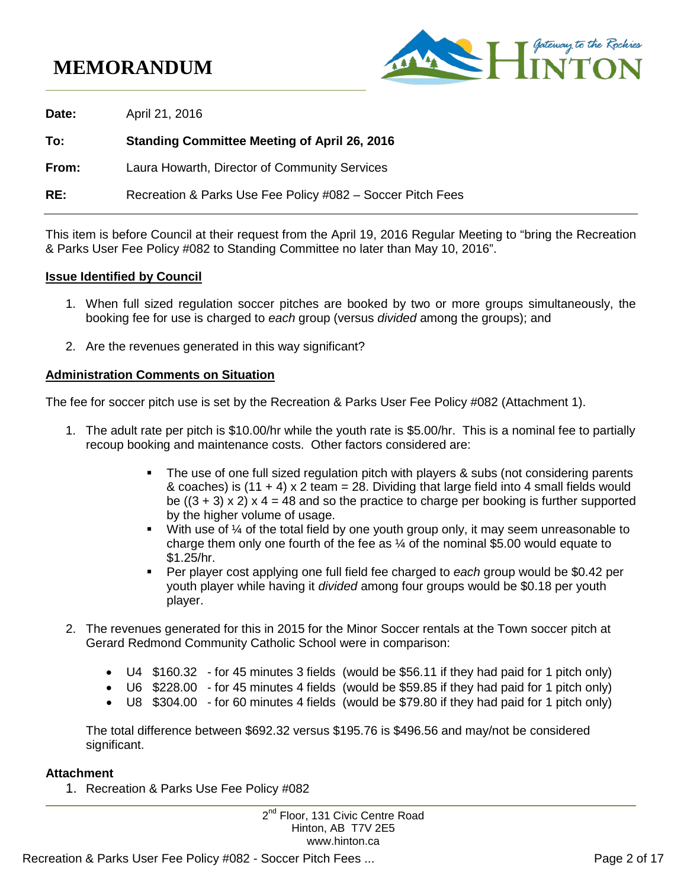# MEMORANDUM

**Date:** April 21, 2016

**To:** **Standing Committee Meeting of April 26, 2016**

**From:** Laura Howarth, Director of Community Services

**RE:** Recreation & Parks Use Fee Policy #082 – Soccer Pitch Fees

This item is before Council at their request from the April 19, 2016 Regular Meeting to "bring the Recreation & Parks User Fee Policy #082 to Standing Committee no later than May 10, 2016".

## Issue Identified by Council

1. When full sized regulation soccer pitches are booked by two or more groups simultaneously, the booking fee for use is charged to *each* group (versus *divided* among the groups); and
2. Are the revenues generated in this way significant?

## Administration Comments on Situation

The fee for soccer pitch use is set by the Recreation & Parks User Fee Policy #082 (Attachment 1).

1. The adult rate per pitch is $10.00/hr while the youth rate is $5.00/hr. This is a nominal fee to partially recoup booking and maintenance costs. Other factors considered are:
   - The use of one full sized regulation pitch with players & subs (not considering parents & coaches) is (11 + 4) x 2 team = 28. Dividing that large field into 4 small fields would be ((3 + 3) x 2) x 4 = 48 and so the practice to charge per booking is further supported by the higher volume of usage.
   - With use of ¼ of the total field by one youth group only, it may seem unreasonable to charge them only one fourth of the fee as ¼ of the nominal $5.00 would equate to $1.25/hr.
   - Per player cost applying one full field fee charged to *each* group would be $0.42 per youth player while having it *divided* among four groups would be $0.18 per youth player.
2. The revenues generated for this in 2015 for the Minor Soccer rentals at the Town soccer pitch at Gerard Redmond Community Catholic School were in comparison:
   - U4 $160.32 - for 45 minutes 3 fields (would be $56.11 if they had paid for 1 pitch only)
   - U6 $228.00 - for 45 minutes 4 fields (would be $59.85 if they had paid for 1 pitch only)
   - U8 $304.00 - for 60 minutes 4 fields (would be $79.80 if they had paid for 1 pitch only)

   The total difference between $692.32 versus $195.76 is $496.56 and may/not be considered significant.

**Attachment**

1. Recreation & Parks Use Fee Policy #082

2nd Floor, 131 Civic Centre Road
Hinton, AB T7V 2E5
www.hinton.ca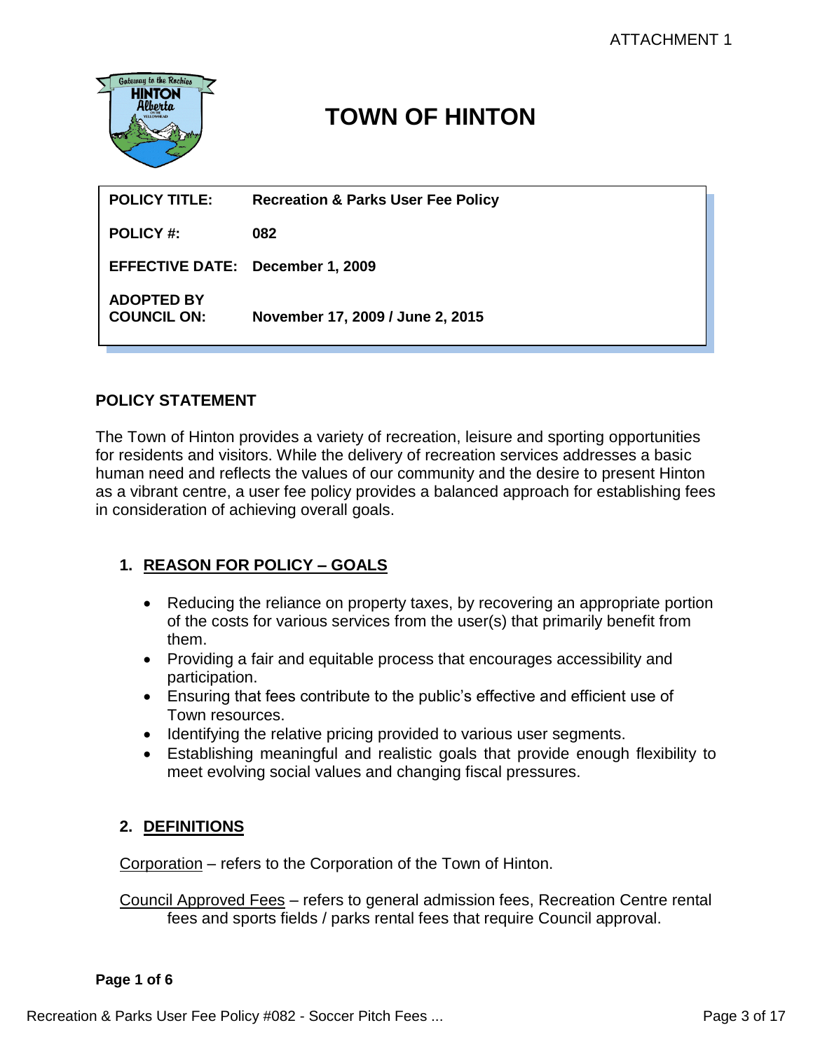ATTACHMENT 1

# TOWN OF HINTON

| | |
|---|---|
| **POLICY TITLE:** | **Recreation & Parks User Fee Policy** |
| **POLICY #:** | **082** |
| **EFFECTIVE DATE:** | **December 1, 2009** |
| **ADOPTED BY COUNCIL ON:** | **November 17, 2009 / June 2, 2015** |

## POLICY STATEMENT

The Town of Hinton provides a variety of recreation, leisure and sporting opportunities for residents and visitors. While the delivery of recreation services addresses a basic human need and reflects the values of our community and the desire to present Hinton as a vibrant centre, a user fee policy provides a balanced approach for establishing fees in consideration of achieving overall goals.

### 1. REASON FOR POLICY – GOALS

- Reducing the reliance on property taxes, by recovering an appropriate portion of the costs for various services from the user(s) that primarily benefit from them.
- Providing a fair and equitable process that encourages accessibility and participation.
- Ensuring that fees contribute to the public's effective and efficient use of Town resources.
- Identifying the relative pricing provided to various user segments.
- Establishing meaningful and realistic goals that provide enough flexibility to meet evolving social values and changing fiscal pressures.

### 2. DEFINITIONS

Corporation – refers to the Corporation of the Town of Hinton.

Council Approved Fees – refers to general admission fees, Recreation Centre rental fees and sports fields / parks rental fees that require Council approval.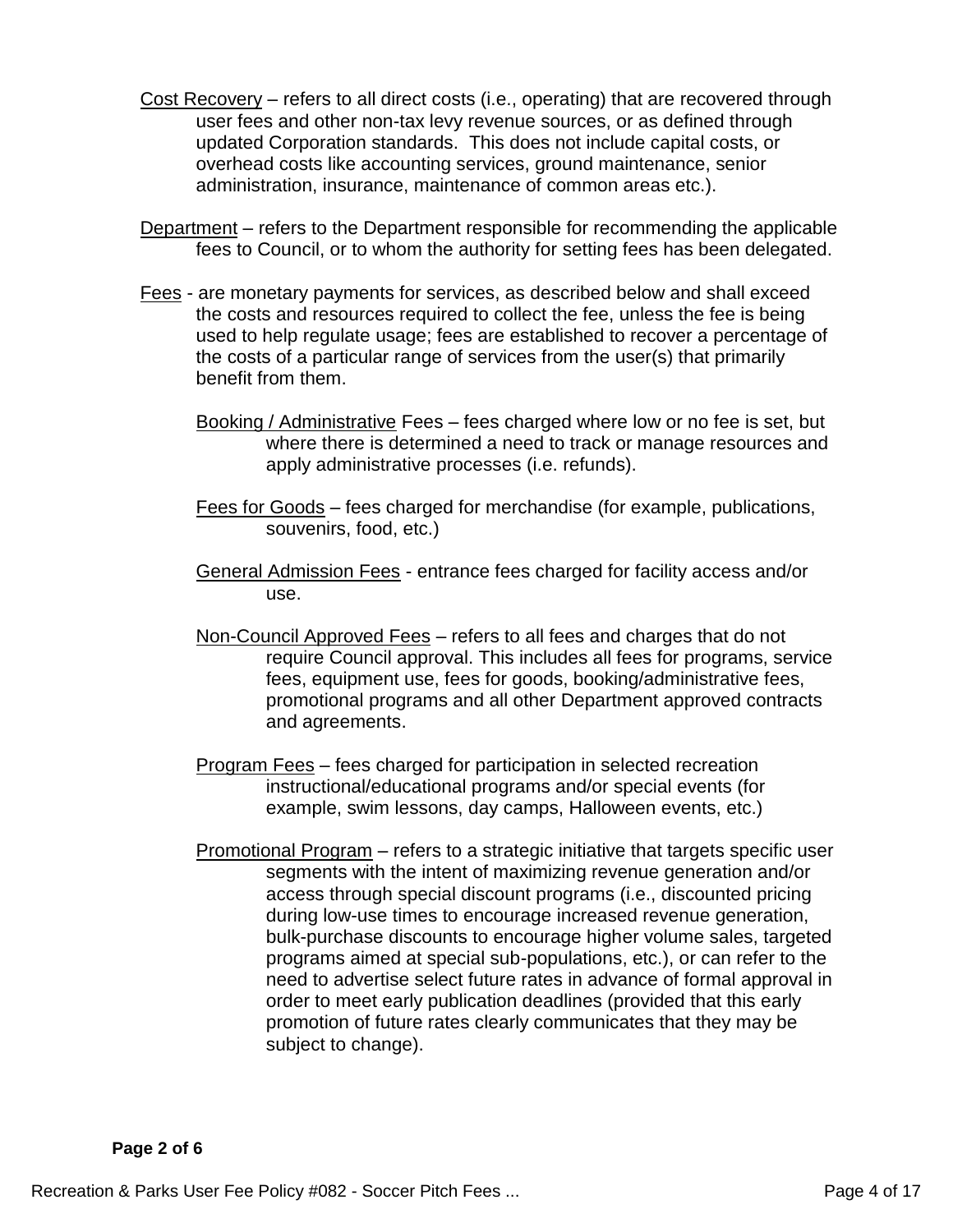<u>Cost Recovery</u> – refers to all direct costs (i.e., operating) that are recovered through user fees and other non-tax levy revenue sources, or as defined through updated Corporation standards. This does not include capital costs, or overhead costs like accounting services, ground maintenance, senior administration, insurance, maintenance of common areas etc.).

<u>Department</u> – refers to the Department responsible for recommending the applicable fees to Council, or to whom the authority for setting fees has been delegated.

<u>Fees</u> - are monetary payments for services, as described below and shall exceed the costs and resources required to collect the fee, unless the fee is being used to help regulate usage; fees are established to recover a percentage of the costs of a particular range of services from the user(s) that primarily benefit from them.

> <u>Booking / Administrative</u> Fees – fees charged where low or no fee is set, but where there is determined a need to track or manage resources and apply administrative processes (i.e. refunds).
>
> <u>Fees for Goods</u> – fees charged for merchandise (for example, publications, souvenirs, food, etc.)
>
> <u>General Admission Fees</u> - entrance fees charged for facility access and/or use.
>
> <u>Non-Council Approved Fees</u> – refers to all fees and charges that do not require Council approval. This includes all fees for programs, service fees, equipment use, fees for goods, booking/administrative fees, promotional programs and all other Department approved contracts and agreements.
>
> <u>Program Fees</u> – fees charged for participation in selected recreation instructional/educational programs and/or special events (for example, swim lessons, day camps, Halloween events, etc.)
>
> <u>Promotional Program</u> – refers to a strategic initiative that targets specific user segments with the intent of maximizing revenue generation and/or access through special discount programs (i.e., discounted pricing during low-use times to encourage increased revenue generation, bulk-purchase discounts to encourage higher volume sales, targeted programs aimed at special sub-populations, etc.), or can refer to the need to advertise select future rates in advance of formal approval in order to meet early publication deadlines (provided that this early promotion of future rates clearly communicates that they may be subject to change).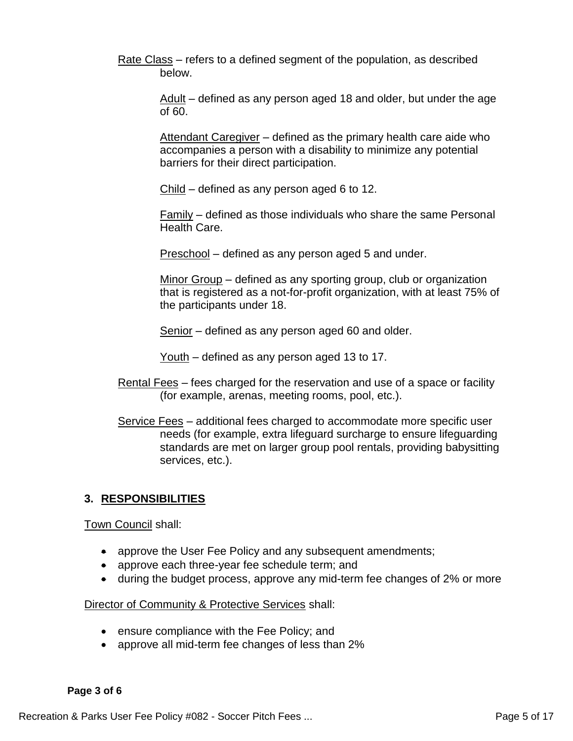Rate Class – refers to a defined segment of the population, as described below.

Adult – defined as any person aged 18 and older, but under the age of 60.

Attendant Caregiver – defined as the primary health care aide who accompanies a person with a disability to minimize any potential barriers for their direct participation.

Child – defined as any person aged 6 to 12.

Family – defined as those individuals who share the same Personal Health Care.

Preschool – defined as any person aged 5 and under.

Minor Group – defined as any sporting group, club or organization that is registered as a not-for-profit organization, with at least 75% of the participants under 18.

Senior – defined as any person aged 60 and older.

Youth – defined as any person aged 13 to 17.

Rental Fees – fees charged for the reservation and use of a space or facility (for example, arenas, meeting rooms, pool, etc.).

Service Fees – additional fees charged to accommodate more specific user needs (for example, extra lifeguard surcharge to ensure lifeguarding standards are met on larger group pool rentals, providing babysitting services, etc.).

## 3. RESPONSIBILITIES

Town Council shall:

- approve the User Fee Policy and any subsequent amendments;
- approve each three-year fee schedule term; and
- during the budget process, approve any mid-term fee changes of 2% or more

Director of Community & Protective Services shall:

- ensure compliance with the Fee Policy; and
- approve all mid-term fee changes of less than 2%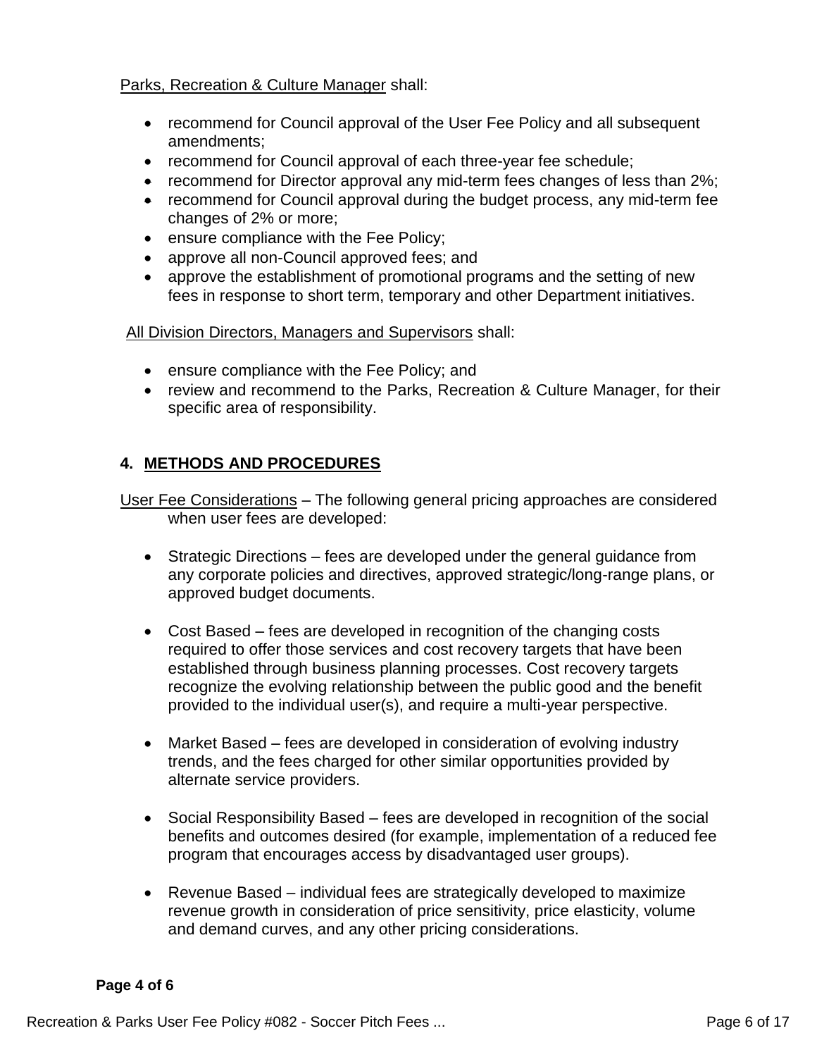Parks, Recreation & Culture Manager shall:

- recommend for Council approval of the User Fee Policy and all subsequent amendments;
- recommend for Council approval of each three-year fee schedule;
- recommend for Director approval any mid-term fees changes of less than 2%;
- recommend for Council approval during the budget process, any mid-term fee changes of 2% or more;
- ensure compliance with the Fee Policy;
- approve all non-Council approved fees; and
- approve the establishment of promotional programs and the setting of new fees in response to short term, temporary and other Department initiatives.

All Division Directors, Managers and Supervisors shall:

- ensure compliance with the Fee Policy; and
- review and recommend to the Parks, Recreation & Culture Manager, for their specific area of responsibility.

## 4. METHODS AND PROCEDURES

User Fee Considerations – The following general pricing approaches are considered when user fees are developed:

- Strategic Directions – fees are developed under the general guidance from any corporate policies and directives, approved strategic/long-range plans, or approved budget documents.

- Cost Based – fees are developed in recognition of the changing costs required to offer those services and cost recovery targets that have been established through business planning processes. Cost recovery targets recognize the evolving relationship between the public good and the benefit provided to the individual user(s), and require a multi-year perspective.

- Market Based – fees are developed in consideration of evolving industry trends, and the fees charged for other similar opportunities provided by alternate service providers.

- Social Responsibility Based – fees are developed in recognition of the social benefits and outcomes desired (for example, implementation of a reduced fee program that encourages access by disadvantaged user groups).

- Revenue Based – individual fees are strategically developed to maximize revenue growth in consideration of price sensitivity, price elasticity, volume and demand curves, and any other pricing considerations.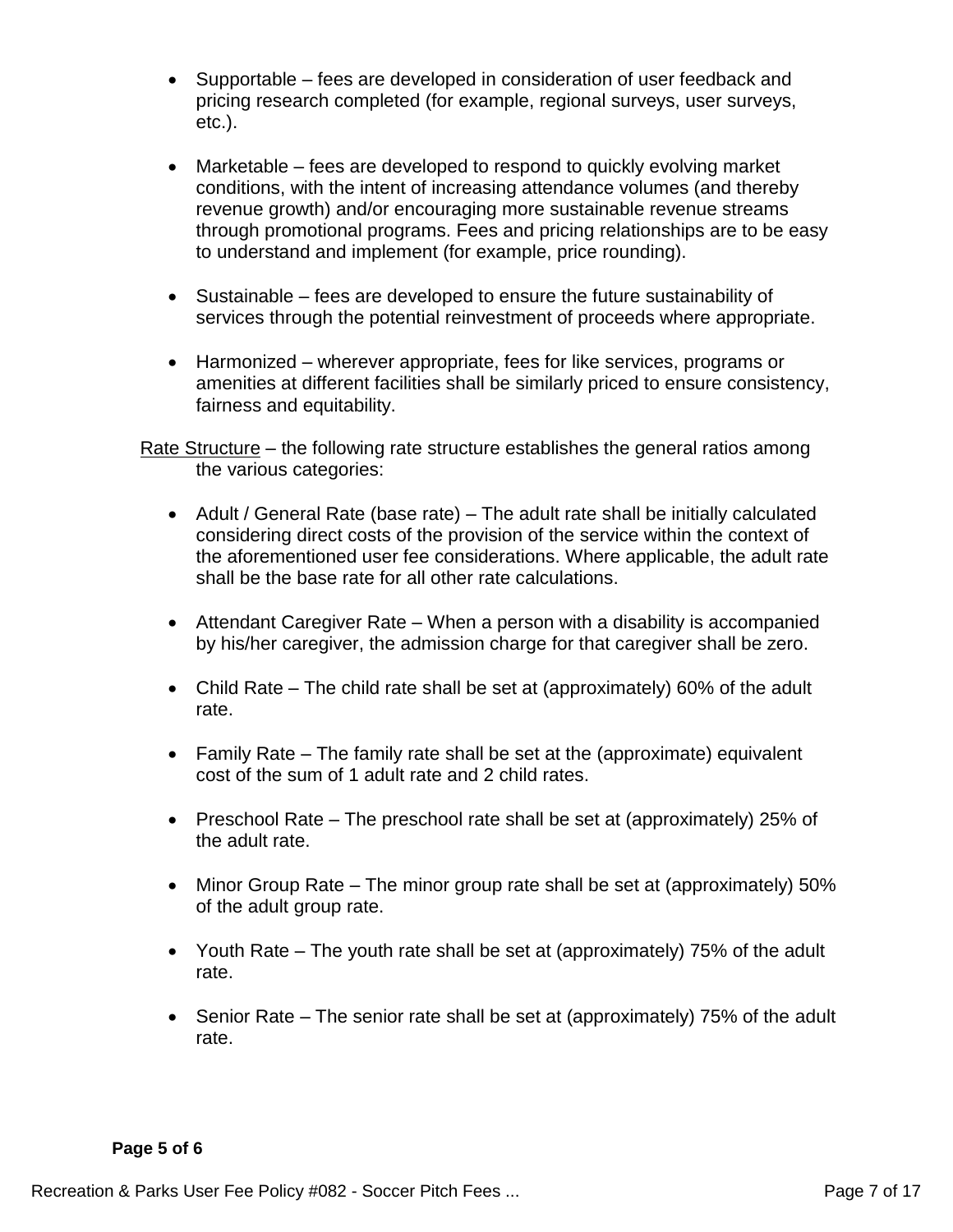- Supportable – fees are developed in consideration of user feedback and pricing research completed (for example, regional surveys, user surveys, etc.).

- Marketable – fees are developed to respond to quickly evolving market conditions, with the intent of increasing attendance volumes (and thereby revenue growth) and/or encouraging more sustainable revenue streams through promotional programs. Fees and pricing relationships are to be easy to understand and implement (for example, price rounding).

- Sustainable – fees are developed to ensure the future sustainability of services through the potential reinvestment of proceeds where appropriate.

- Harmonized – wherever appropriate, fees for like services, programs or amenities at different facilities shall be similarly priced to ensure consistency, fairness and equitability.

Rate Structure – the following rate structure establishes the general ratios among the various categories:

- Adult / General Rate (base rate) – The adult rate shall be initially calculated considering direct costs of the provision of the service within the context of the aforementioned user fee considerations. Where applicable, the adult rate shall be the base rate for all other rate calculations.

- Attendant Caregiver Rate – When a person with a disability is accompanied by his/her caregiver, the admission charge for that caregiver shall be zero.

- Child Rate – The child rate shall be set at (approximately) 60% of the adult rate.

- Family Rate – The family rate shall be set at the (approximate) equivalent cost of the sum of 1 adult rate and 2 child rates.

- Preschool Rate – The preschool rate shall be set at (approximately) 25% of the adult rate.

- Minor Group Rate – The minor group rate shall be set at (approximately) 50% of the adult group rate.

- Youth Rate – The youth rate shall be set at (approximately) 75% of the adult rate.

- Senior Rate – The senior rate shall be set at (approximately) 75% of the adult rate.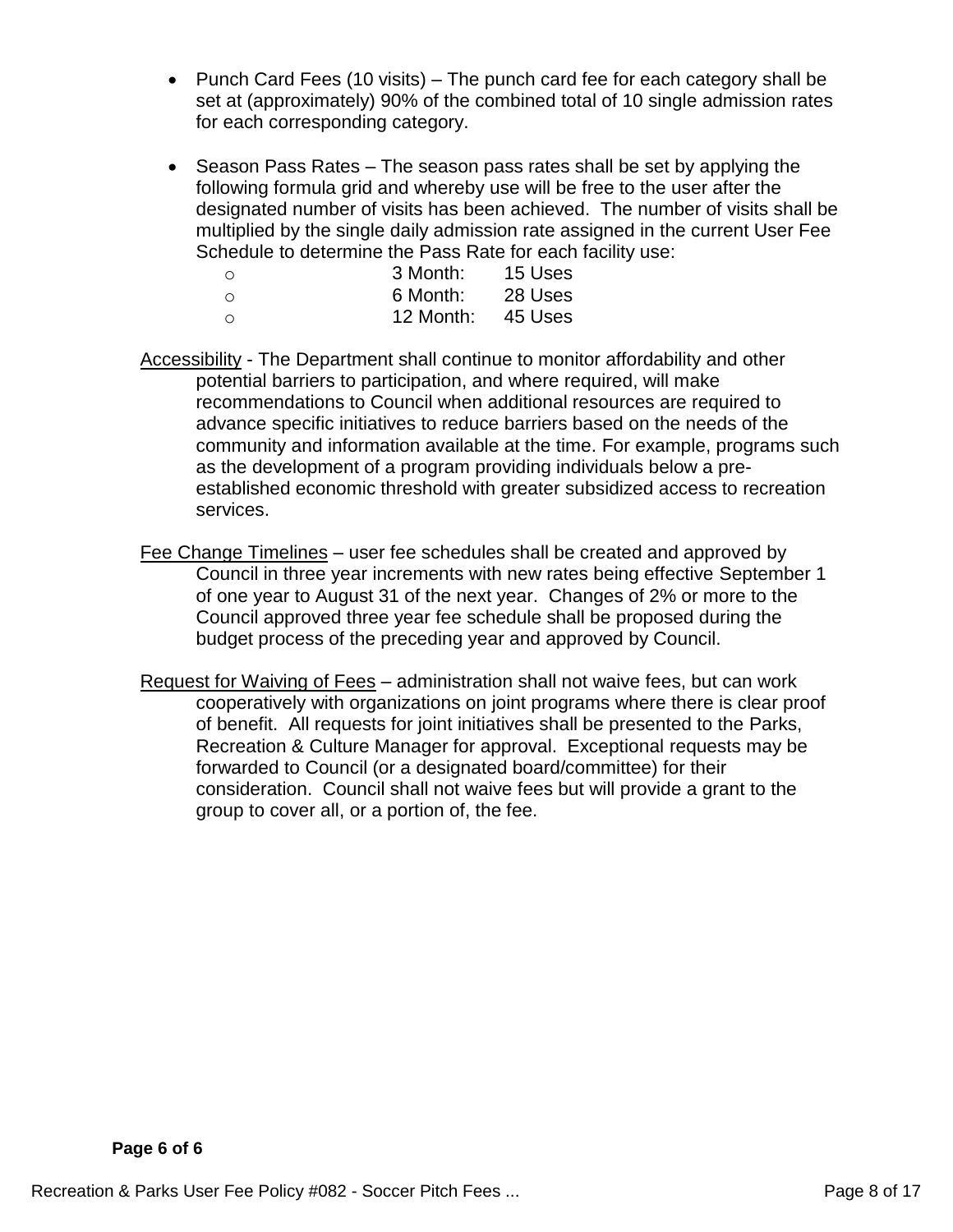- Punch Card Fees (10 visits) – The punch card fee for each category shall be set at (approximately) 90% of the combined total of 10 single admission rates for each corresponding category.

- Season Pass Rates – The season pass rates shall be set by applying the following formula grid and whereby use will be free to the user after the designated number of visits has been achieved. The number of visits shall be multiplied by the single daily admission rate assigned in the current User Fee Schedule to determine the Pass Rate for each facility use:
  - 3 Month: 15 Uses
  - 6 Month: 28 Uses
  - 12 Month: 45 Uses

<u>Accessibility</u> - The Department shall continue to monitor affordability and other potential barriers to participation, and where required, will make recommendations to Council when additional resources are required to advance specific initiatives to reduce barriers based on the needs of the community and information available at the time. For example, programs such as the development of a program providing individuals below a pre-established economic threshold with greater subsidized access to recreation services.

<u>Fee Change Timelines</u> – user fee schedules shall be created and approved by Council in three year increments with new rates being effective September 1 of one year to August 31 of the next year. Changes of 2% or more to the Council approved three year fee schedule shall be proposed during the budget process of the preceding year and approved by Council.

<u>Request for Waiving of Fees</u> – administration shall not waive fees, but can work cooperatively with organizations on joint programs where there is clear proof of benefit. All requests for joint initiatives shall be presented to the Parks, Recreation & Culture Manager for approval. Exceptional requests may be forwarded to Council (or a designated board/committee) for their consideration. Council shall not waive fees but will provide a grant to the group to cover all, or a portion of, the fee.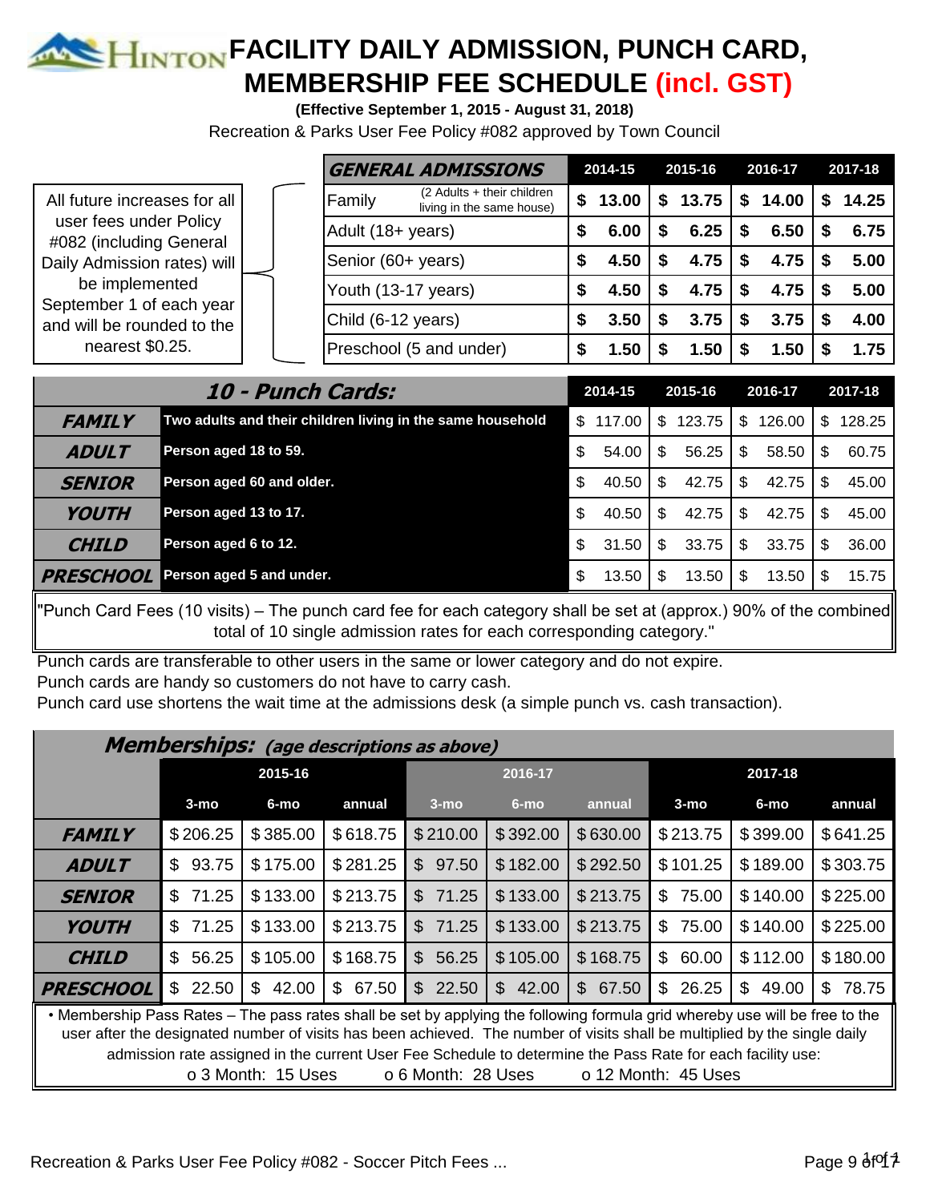# FACILITY DAILY ADMISSION, PUNCH CARD, MEMBERSHIP FEE SCHEDULE (incl. GST)

**(Effective September 1, 2015 - August 31, 2018)**

Recreation & Parks User Fee Policy #082 approved by Town Council

All future increases for all user fees under Policy #082 (including General Daily Admission rates) will be implemented September 1 of each year and will be rounded to the nearest $0.25.

| GENERAL ADMISSIONS | | 2014-15 | 2015-16 | 2016-17 | 2017-18 |
|---|---|---|---|---|---|
| Family | (2 Adults + their children living in the same house) | $ 13.00 | $ 13.75 | $ 14.00 | $ 14.25 |
| Adult (18+ years) | | $ 6.00 | $ 6.25 | $ 6.50 | $ 6.75 |
| Senior (60+ years) | | $ 4.50 | $ 4.75 | $ 4.75 | $ 5.00 |
| Youth (13-17 years) | | $ 4.50 | $ 4.75 | $ 4.75 | $ 5.00 |
| Child (6-12 years) | | $ 3.50 | $ 3.75 | $ 3.75 | $ 4.00 |
| Preschool (5 and under) | | $ 1.50 | $ 1.50 | $ 1.50 | $ 1.75 |

| 10 - Punch Cards: | | 2014-15 | 2015-16 | 2016-17 | 2017-18 |
|---|---|---|---|---|---|
| FAMILY | Two adults and their children living in the same household | $ 117.00 | $ 123.75 | $ 126.00 | $ 128.25 |
| ADULT | Person aged 18 to 59. | $ 54.00 | $ 56.25 | $ 58.50 | $ 60.75 |
| SENIOR | Person aged 60 and older. | $ 40.50 | $ 42.75 | $ 42.75 | $ 45.00 |
| YOUTH | Person aged 13 to 17. | $ 40.50 | $ 42.75 | $ 42.75 | $ 45.00 |
| CHILD | Person aged 6 to 12. | $ 31.50 | $ 33.75 | $ 33.75 | $ 36.00 |
| PRESCHOOL | Person aged 5 and under. | $ 13.50 | $ 13.50 | $ 13.50 | $ 15.75 |

"Punch Card Fees (10 visits) – The punch card fee for each category shall be set at (approx.) 90% of the combined total of 10 single admission rates for each corresponding category."

Punch cards are transferable to other users in the same or lower category and do not expire.
Punch cards are handy so customers do not have to carry cash.
Punch card use shortens the wait time at the admissions desk (a simple punch vs. cash transaction).

| Memberships: (age descriptions as above) | 2015-16 | | | 2016-17 | | | 2017-18 | | |
|---|---|---|---|---|---|---|---|---|---|
| | 3-mo | 6-mo | annual | 3-mo | 6-mo | annual | 3-mo | 6-mo | annual |
| FAMILY | $ 206.25 | $ 385.00 | $ 618.75 | $ 210.00 | $ 392.00 | $ 630.00 | $ 213.75 | $ 399.00 | $ 641.25 |
| ADULT | $ 93.75 | $ 175.00 | $ 281.25 | $ 97.50 | $ 182.00 | $ 292.50 | $ 101.25 | $ 189.00 | $ 303.75 |
| SENIOR | $ 71.25 | $ 133.00 | $ 213.75 | $ 71.25 | $ 133.00 | $ 213.75 | $ 75.00 | $ 140.00 | $ 225.00 |
| YOUTH | $ 71.25 | $ 133.00 | $ 213.75 | $ 71.25 | $ 133.00 | $ 213.75 | $ 75.00 | $ 140.00 | $ 225.00 |
| CHILD | $ 56.25 | $ 105.00 | $ 168.75 | $ 56.25 | $ 105.00 | $ 168.75 | $ 60.00 | $ 112.00 | $ 180.00 |
| PRESCHOOL | $ 22.50 | $ 42.00 | $ 67.50 | $ 22.50 | $ 42.00 | $ 67.50 | $ 26.25 | $ 49.00 | $ 78.75 |

- Membership Pass Rates – The pass rates shall be set by applying the following formula grid whereby use will be free to the user after the designated number of visits has been achieved. The number of visits shall be multiplied by the single daily admission rate assigned in the current User Fee Schedule to determine the Pass Rate for each facility use:
  - 3 Month: 15 Uses
  - 6 Month: 28 Uses
  - 12 Month: 45 Uses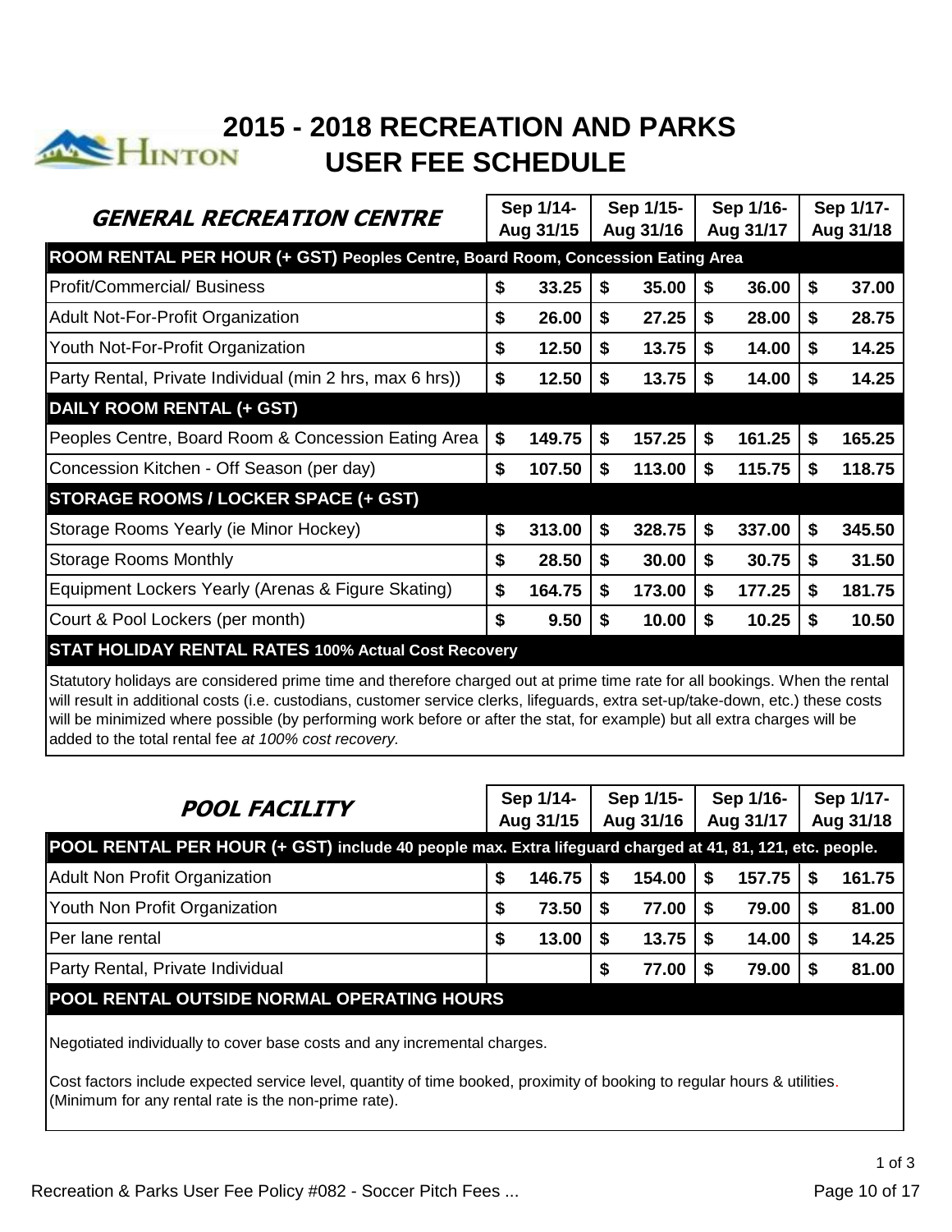# 2015 - 2018 RECREATION AND PARKS USER FEE SCHEDULE

| ***GENERAL RECREATION CENTRE*** | Sep 1/14-Aug 31/15 | Sep 1/15-Aug 31/16 | Sep 1/16-Aug 31/17 | Sep 1/17-Aug 31/18 |
|---|---|---|---|---|
| **ROOM RENTAL PER HOUR (+ GST) Peoples Centre, Board Room, Concession Eating Area** | | | | |
| Profit/Commercial/ Business | **$ 33.25** | **$ 35.00** | **$ 36.00** | **$ 37.00** |
| Adult Not-For-Profit Organization | **$ 26.00** | **$ 27.25** | **$ 28.00** | **$ 28.75** |
| Youth Not-For-Profit Organization | **$ 12.50** | **$ 13.75** | **$ 14.00** | **$ 14.25** |
| Party Rental, Private Individual (min 2 hrs, max 6 hrs)) | **$ 12.50** | **$ 13.75** | **$ 14.00** | **$ 14.25** |
| **DAILY ROOM RENTAL (+ GST)** | | | | |
| Peoples Centre, Board Room & Concession Eating Area | **$ 149.75** | **$ 157.25** | **$ 161.25** | **$ 165.25** |
| Concession Kitchen - Off Season (per day) | **$ 107.50** | **$ 113.00** | **$ 115.75** | **$ 118.75** |
| **STORAGE ROOMS / LOCKER SPACE (+ GST)** | | | | |
| Storage Rooms Yearly (ie Minor Hockey) | **$ 313.00** | **$ 328.75** | **$ 337.00** | **$ 345.50** |
| Storage Rooms Monthly | **$ 28.50** | **$ 30.00** | **$ 30.75** | **$ 31.50** |
| Equipment Lockers Yearly (Arenas & Figure Skating) | **$ 164.75** | **$ 173.00** | **$ 177.25** | **$ 181.75** |
| Court & Pool Lockers (per month) | **$ 9.50** | **$ 10.00** | **$ 10.25** | **$ 10.50** |
| **STAT HOLIDAY RENTAL RATES 100% Actual Cost Recovery** | | | | |

Statutory holidays are considered prime time and therefore charged out at prime time rate for all bookings. When the rental will result in additional costs (i.e. custodians, customer service clerks, lifeguards, extra set-up/take-down, etc.) these costs will be minimized where possible (by performing work before or after the stat, for example) but all extra charges will be added to the total rental fee *at 100% cost recovery.*

| ***POOL FACILITY*** | Sep 1/14-Aug 31/15 | Sep 1/15-Aug 31/16 | Sep 1/16-Aug 31/17 | Sep 1/17-Aug 31/18 |
|---|---|---|---|---|
| **POOL RENTAL PER HOUR (+ GST) include 40 people max. Extra lifeguard charged at 41, 81, 121, etc. people.** | | | | |
| Adult Non Profit Organization | **$ 146.75** | **$ 154.00** | **$ 157.75** | **$ 161.75** |
| Youth Non Profit Organization | **$ 73.50** | **$ 77.00** | **$ 79.00** | **$ 81.00** |
| Per lane rental | **$ 13.00** | **$ 13.75** | **$ 14.00** | **$ 14.25** |
| Party Rental, Private Individual | | **$ 77.00** | **$ 79.00** | **$ 81.00** |
| **POOL RENTAL OUTSIDE NORMAL OPERATING HOURS** | | | | |

Negotiated individually to cover base costs and any incremental charges.

Cost factors include expected service level, quantity of time booked, proximity of booking to regular hours & utilities. (Minimum for any rental rate is the non-prime rate).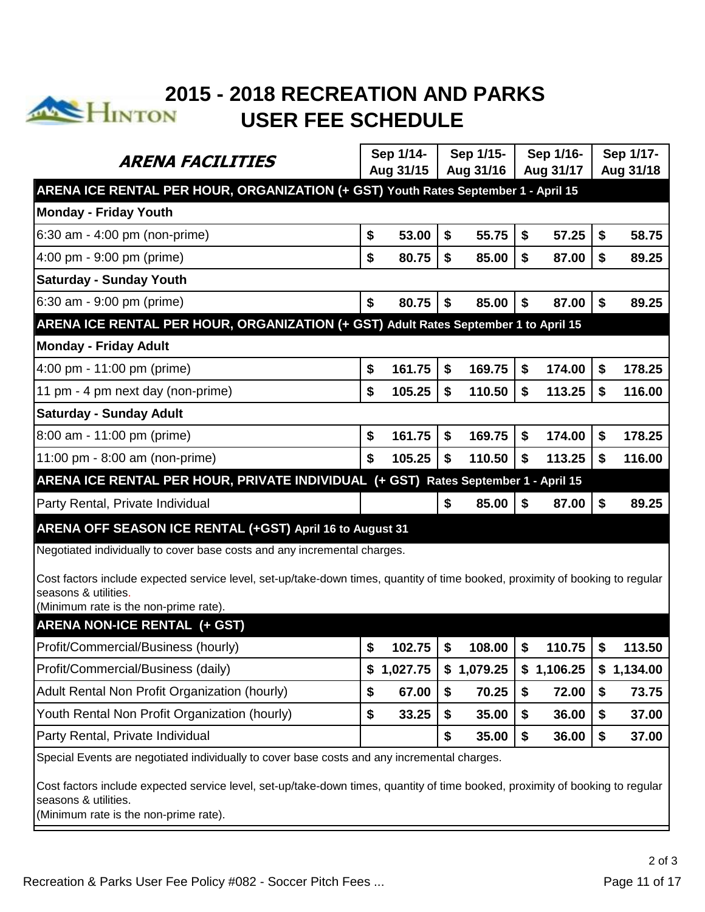# 2015 - 2018 RECREATION AND PARKS USER FEE SCHEDULE

| ***ARENA FACILITIES*** | Sep 1/14-Aug 31/15 | Sep 1/15-Aug 31/16 | Sep 1/16-Aug 31/17 | Sep 1/17-Aug 31/18 |
|---|---|---|---|---|
| **ARENA ICE RENTAL PER HOUR, ORGANIZATION (+ GST) Youth Rates September 1 - April 15** | | | | |
| **Monday - Friday Youth** | | | | |
| 6:30 am - 4:00 pm (non-prime) | $ 53.00 | $ 55.75 | $ 57.25 | $ 58.75 |
| 4:00 pm - 9:00 pm (prime) | $ 80.75 | $ 85.00 | $ 87.00 | $ 89.25 |
| **Saturday - Sunday Youth** | | | | |
| 6:30 am - 9:00 pm (prime) | $ 80.75 | $ 85.00 | $ 87.00 | $ 89.25 |
| **ARENA ICE RENTAL PER HOUR, ORGANIZATION (+ GST) Adult Rates September 1 to April 15** | | | | |
| **Monday - Friday Adult** | | | | |
| 4:00 pm - 11:00 pm (prime) | $ 161.75 | $ 169.75 | $ 174.00 | $ 178.25 |
| 11 pm - 4 pm next day (non-prime) | $ 105.25 | $ 110.50 | $ 113.25 | $ 116.00 |
| **Saturday - Sunday Adult** | | | | |
| 8:00 am - 11:00 pm (prime) | $ 161.75 | $ 169.75 | $ 174.00 | $ 178.25 |
| 11:00 pm - 8:00 am (non-prime) | $ 105.25 | $ 110.50 | $ 113.25 | $ 116.00 |
| **ARENA ICE RENTAL PER HOUR, PRIVATE INDIVIDUAL (+ GST) Rates September 1 - April 15** | | | | |
| Party Rental, Private Individual | | $ 85.00 | $ 87.00 | $ 89.25 |
| **ARENA OFF SEASON ICE RENTAL (+GST) April 16 to August 31** | | | | |
| Negotiated individually to cover base costs and any incremental charges.<br><br>Cost factors include expected service level, set-up/take-down times, quantity of time booked, proximity of booking to regular seasons & utilities.<br>(Minimum rate is the non-prime rate). | | | | |
| **ARENA NON-ICE RENTAL (+ GST)** | | | | |
| Profit/Commercial/Business (hourly) | $ 102.75 | $ 108.00 | $ 110.75 | $ 113.50 |
| Profit/Commercial/Business (daily) | $ 1,027.75 | $ 1,079.25 | $ 1,106.25 | $ 1,134.00 |
| Adult Rental Non Profit Organization (hourly) | $ 67.00 | $ 70.25 | $ 72.00 | $ 73.75 |
| Youth Rental Non Profit Organization (hourly) | $ 33.25 | $ 35.00 | $ 36.00 | $ 37.00 |
| Party Rental, Private Individual | | $ 35.00 | $ 36.00 | $ 37.00 |
| Special Events are negotiated individually to cover base costs and any incremental charges.<br><br>Cost factors include expected service level, set-up/take-down times, quantity of time booked, proximity of booking to regular seasons & utilities.<br>(Minimum rate is the non-prime rate). | | | | |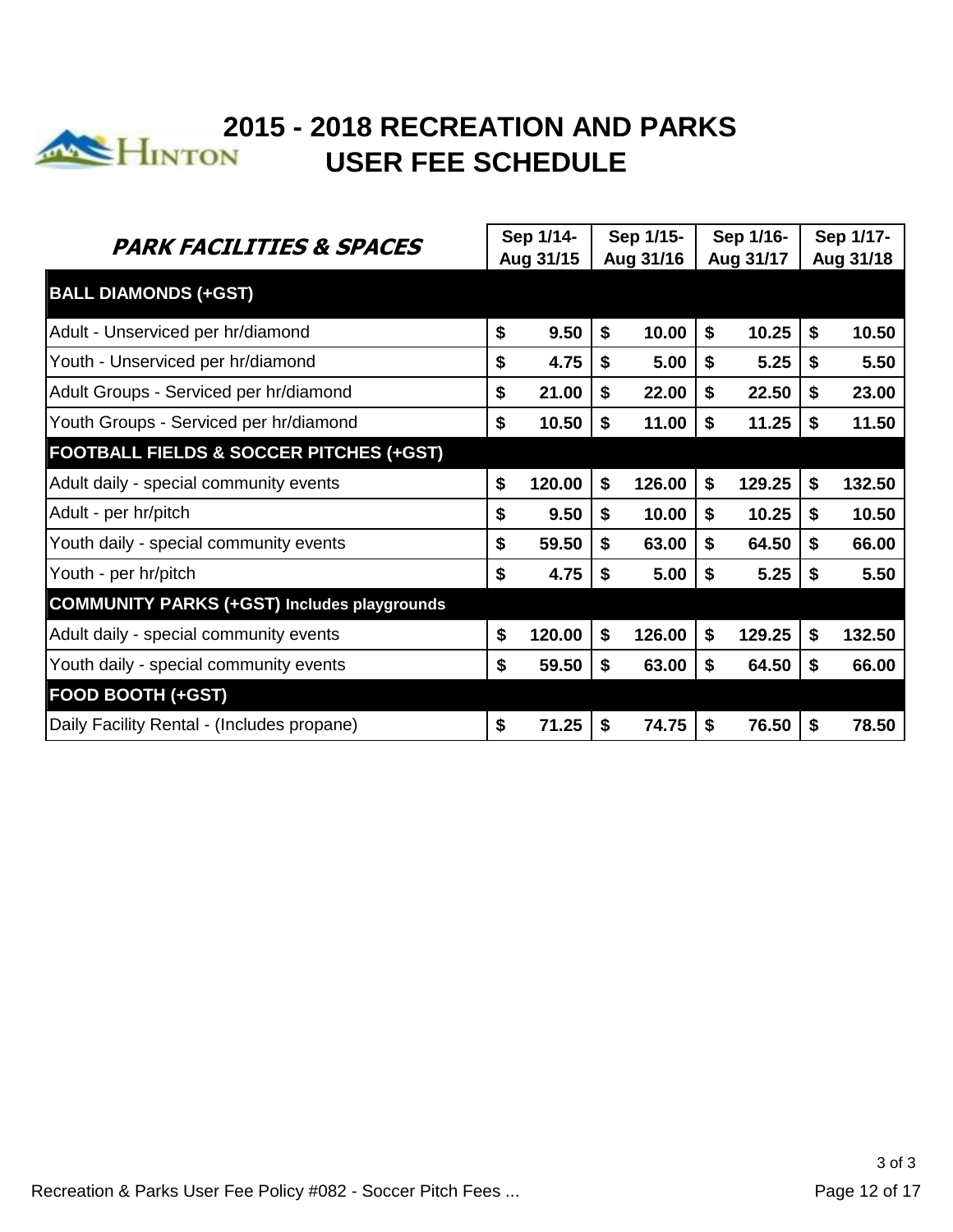# 2015 - 2018 RECREATION AND PARKS USER FEE SCHEDULE

| ***PARK FACILITIES & SPACES*** | Sep 1/14- Aug 31/15 | Sep 1/15- Aug 31/16 | Sep 1/16- Aug 31/17 | Sep 1/17- Aug 31/18 |
|---|---|---|---|---|
| **BALL DIAMONDS (+GST)** | | | | |
| Adult - Unserviced per hr/diamond | **$ 9.50** | **$ 10.00** | **$ 10.25** | **$ 10.50** |
| Youth - Unserviced per hr/diamond | **$ 4.75** | **$ 5.00** | **$ 5.25** | **$ 5.50** |
| Adult Groups - Serviced per hr/diamond | **$ 21.00** | **$ 22.00** | **$ 22.50** | **$ 23.00** |
| Youth Groups - Serviced per hr/diamond | **$ 10.50** | **$ 11.00** | **$ 11.25** | **$ 11.50** |
| **FOOTBALL FIELDS & SOCCER PITCHES (+GST)** | | | | |
| Adult daily - special community events | **$ 120.00** | **$ 126.00** | **$ 129.25** | **$ 132.50** |
| Adult - per hr/pitch | **$ 9.50** | **$ 10.00** | **$ 10.25** | **$ 10.50** |
| Youth daily - special community events | **$ 59.50** | **$ 63.00** | **$ 64.50** | **$ 66.00** |
| Youth - per hr/pitch | **$ 4.75** | **$ 5.00** | **$ 5.25** | **$ 5.50** |
| **COMMUNITY PARKS (+GST) Includes playgrounds** | | | | |
| Adult daily - special community events | **$ 120.00** | **$ 126.00** | **$ 129.25** | **$ 132.50** |
| Youth daily - special community events | **$ 59.50** | **$ 63.00** | **$ 64.50** | **$ 66.00** |
| **FOOD BOOTH (+GST)** | | | | |
| Daily Facility Rental - (Includes propane) | **$ 71.25** | **$ 74.75** | **$ 76.50** | **$ 78.50** |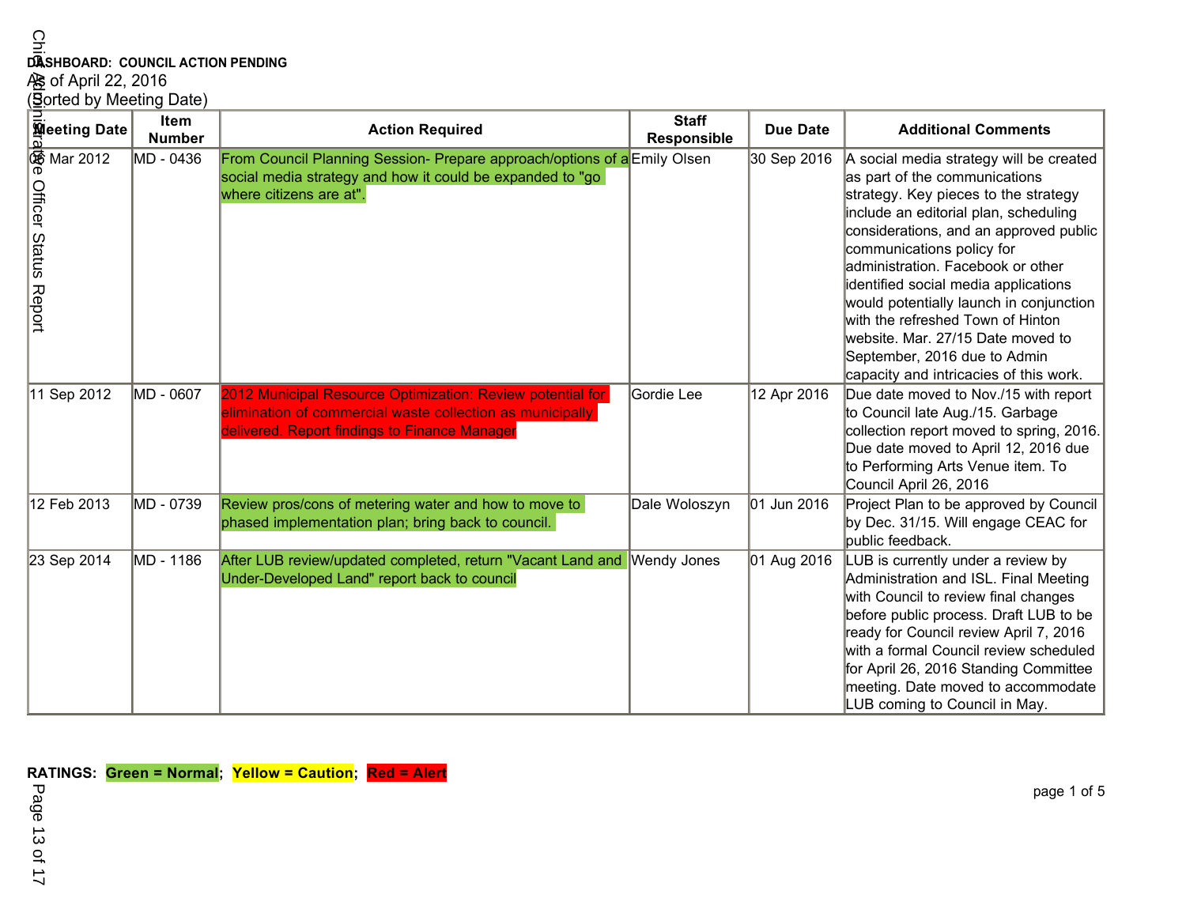**DASHBOARD: COUNCIL ACTION PENDING**

As of April 22, 2016

(Sorted by Meeting Date)

| Meeting Date | Item Number | Action Required | Staff Responsible | Due Date | Additional Comments |
|---|---|---|---|---|---|
| 06 Mar 2012 | MD - 0436 | From Council Planning Session- Prepare approach/options of a social media strategy and how it could be expanded to "go where citizens are at". | Emily Olsen | 30 Sep 2016 | A social media strategy will be created as part of the communications strategy. Key pieces to the strategy include an editorial plan, scheduling considerations, and an approved public communications policy for administration. Facebook or other identified social media applications would potentially launch in conjunction with the refreshed Town of Hinton website. Mar. 27/15 Date moved to September, 2016 due to Admin capacity and intricacies of this work. |
| 11 Sep 2012 | MD - 0607 | 2012 Municipal Resource Optimization: Review potential for elimination of commercial waste collection as municipally delivered. Report findings to Finance Manager | Gordie Lee | 12 Apr 2016 | Due date moved to Nov./15 with report to Council late Aug./15. Garbage collection report moved to spring, 2016. Due date moved to April 12, 2016 due to Performing Arts Venue item. To Council April 26, 2016 |
| 12 Feb 2013 | MD - 0739 | Review pros/cons of metering water and how to move to phased implementation plan; bring back to council. | Dale Woloszyn | 01 Jun 2016 | Project Plan to be approved by Council by Dec. 31/15. Will engage CEAC for public feedback. |
| 23 Sep 2014 | MD - 1186 | After LUB review/updated completed, return "Vacant Land and Under-Developed Land" report back to council | Wendy Jones | 01 Aug 2016 | LUB is currently under a review by Administration and ISL. Final Meeting with Council to review final changes before public process. Draft LUB to be ready for Council review April 7, 2016 with a formal Council review scheduled for April 26, 2016 Standing Committee meeting. Date moved to accommodate LUB coming to Council in May. |

**RATINGS: Green = Normal; Yellow = Caution; Red = Alert**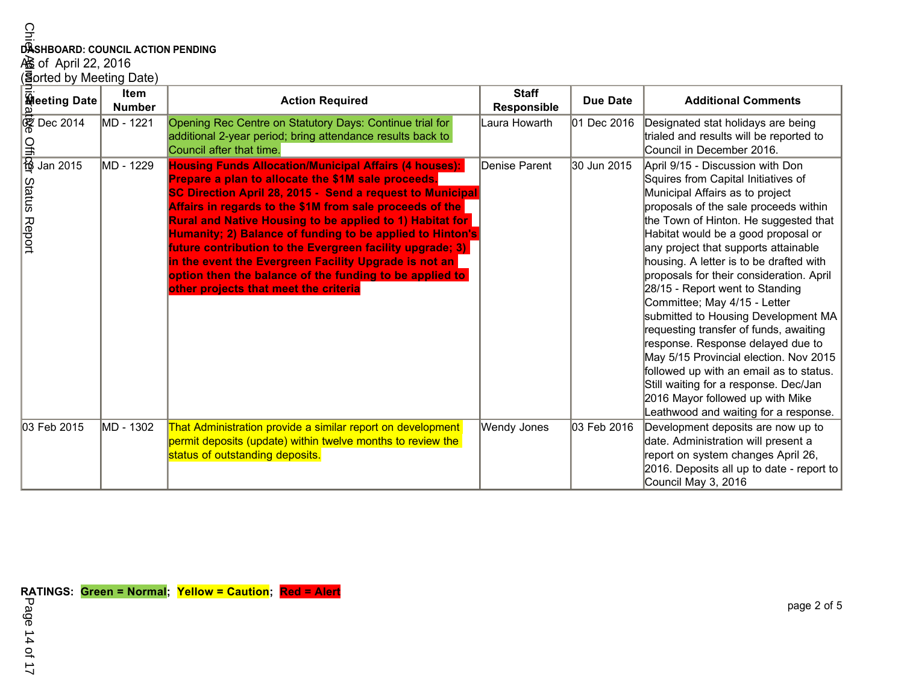**DASHBOARD: COUNCIL ACTION PENDING**

As of April 22, 2016

(Sorted by Meeting Date)

| Meeting Date | Item Number | Action Required | Staff Responsible | Due Date | Additional Comments |
|---|---|---|---|---|---|
| 02 Dec 2014 | MD - 1221 | Opening Rec Centre on Statutory Days: Continue trial for additional 2-year period; bring attendance results back to Council after that time. | Laura Howarth | 01 Dec 2016 | Designated stat holidays are being trialed and results will be reported to Council in December 2016. |
| 13 Jan 2015 | MD - 1229 | **Housing Funds Allocation/Municipal Affairs (4 houses): Prepare a plan to allocate the $1M sale proceeds. SC Direction April 28, 2015 - Send a request to Municipal Affairs in regards to the $1M from sale proceeds of the Rural and Native Housing to be applied to 1) Habitat for Humanity; 2) Balance of funding to be applied to Hinton's future contribution to the Evergreen facility upgrade; 3) in the event the Evergreen Facility Upgrade is not an option then the balance of the funding to be applied to other projects that meet the criteria** | Denise Parent | 30 Jun 2015 | April 9/15 - Discussion with Don Squires from Capital Initiatives of Municipal Affairs as to project proposals of the sale proceeds within the Town of Hinton. He suggested that Habitat would be a good proposal or any project that supports attainable housing. A letter is to be drafted with proposals for their consideration. April 28/15 - Report went to Standing Committee; May 4/15 - Letter submitted to Housing Development MA requesting transfer of funds, awaiting response. Response delayed due to May 5/15 Provincial election. Nov 2015 followed up with an email as to status. Still waiting for a response. Dec/Jan 2016 Mayor followed up with Mike Leathwood and waiting for a response. |
| 03 Feb 2015 | MD - 1302 | That Administration provide a similar report on development permit deposits (update) within twelve months to review the status of outstanding deposits. | Wendy Jones | 03 Feb 2016 | Development deposits are now up to date. Administration will present a report on system changes April 26, 2016. Deposits all up to date - report to Council May 3, 2016 |

**RATINGS: Green = Normal; Yellow = Caution; Red = Alert**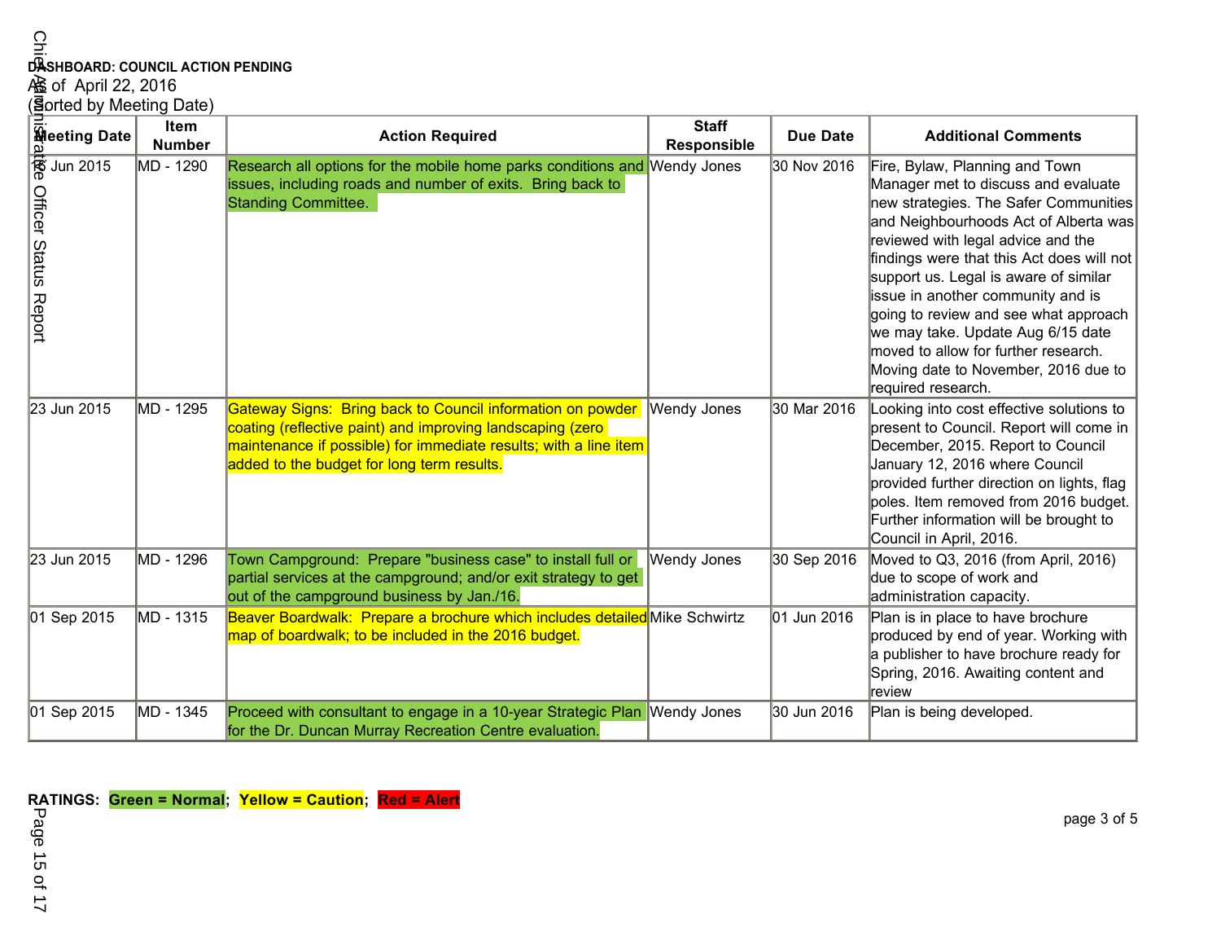**DASHBOARD: COUNCIL ACTION PENDING**
As of April 22, 2016
(Sorted by Meeting Date)

| Meeting Date | Item Number | Action Required | Staff Responsible | Due Date | Additional Comments |
|---|---|---|---|---|---|
| 16 Jun 2015 | MD - 1290 | Research all options for the mobile home parks conditions and issues, including roads and number of exits. Bring back to Standing Committee. | Wendy Jones | 30 Nov 2016 | Fire, Bylaw, Planning and Town Manager met to discuss and evaluate new strategies. The Safer Communities and Neighbourhoods Act of Alberta was reviewed with legal advice and the findings were that this Act does will not support us. Legal is aware of similar issue in another community and is going to review and see what approach we may take. Update Aug 6/15 date moved to allow for further research. Moving date to November, 2016 due to required research. |
| 23 Jun 2015 | MD - 1295 | Gateway Signs: Bring back to Council information on powder coating (reflective paint) and improving landscaping (zero maintenance if possible) for immediate results; with a line item added to the budget for long term results. | Wendy Jones | 30 Mar 2016 | Looking into cost effective solutions to present to Council. Report will come in December, 2015. Report to Council January 12, 2016 where Council provided further direction on lights, flag poles. Item removed from 2016 budget. Further information will be brought to Council in April, 2016. |
| 23 Jun 2015 | MD - 1296 | Town Campground: Prepare "business case" to install full or partial services at the campground; and/or exit strategy to get out of the campground business by Jan./16. | Wendy Jones | 30 Sep 2016 | Moved to Q3, 2016 (from April, 2016) due to scope of work and administration capacity. |
| 01 Sep 2015 | MD - 1315 | Beaver Boardwalk: Prepare a brochure which includes detailed map of boardwalk; to be included in the 2016 budget. | Mike Schwirtz | 01 Jun 2016 | Plan is in place to have brochure produced by end of year. Working with a publisher to have brochure ready for Spring, 2016. Awaiting content and review |
| 01 Sep 2015 | MD - 1345 | Proceed with consultant to engage in a 10-year Strategic Plan for the Dr. Duncan Murray Recreation Centre evaluation. | Wendy Jones | 30 Jun 2016 | Plan is being developed. |

**RATINGS: Green = Normal; Yellow = Caution; Red = Alert**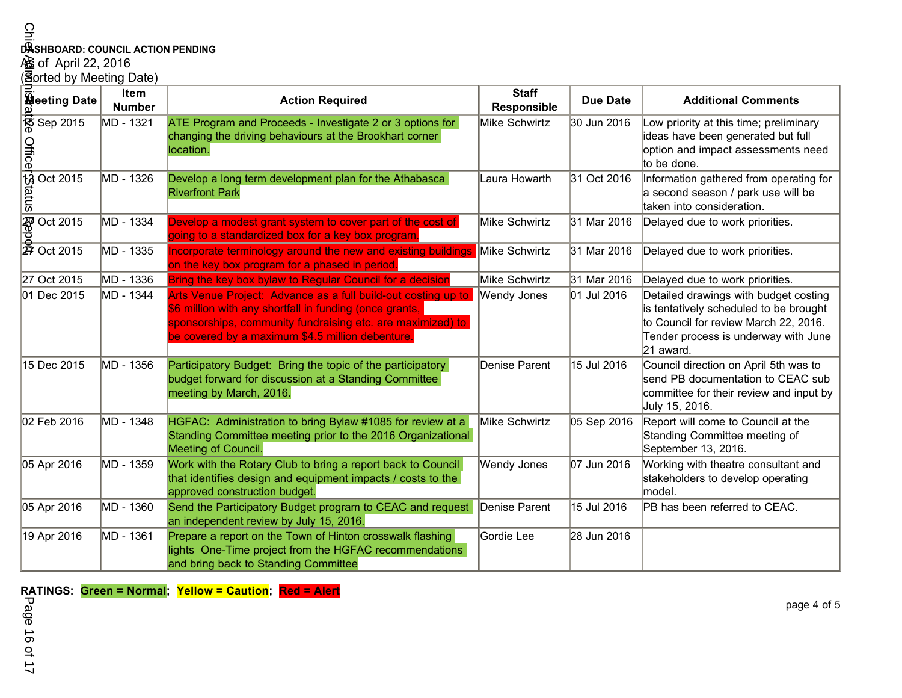**DASHBOARD: COUNCIL ACTION PENDING**

As of April 22, 2016

(Sorted by Meeting Date)

| Meeting Date | Item Number | Action Required | Staff Responsible | Due Date | Additional Comments |
|---|---|---|---|---|---|
| 15 Sep 2015 | MD - 1321 | ATE Program and Proceeds - Investigate 2 or 3 options for changing the driving behaviours at the Brookhart corner location. | Mike Schwirtz | 30 Jun 2016 | Low priority at this time; preliminary ideas have been generated but full option and impact assessments need to be done. |
| 13 Oct 2015 | MD - 1326 | Develop a long term development plan for the Athabasca Riverfront Park | Laura Howarth | 31 Oct 2016 | Information gathered from operating for a second season / park use will be taken into consideration. |
| 27 Oct 2015 | MD - 1334 | Develop a modest grant system to cover part of the cost of going to a standardized box for a key box program. | Mike Schwirtz | 31 Mar 2016 | Delayed due to work priorities. |
| 27 Oct 2015 | MD - 1335 | Incorporate terminology around the new and existing buildings on the key box program for a phased in period. | Mike Schwirtz | 31 Mar 2016 | Delayed due to work priorities. |
| 27 Oct 2015 | MD - 1336 | Bring the key box bylaw to Regular Council for a decision | Mike Schwirtz | 31 Mar 2016 | Delayed due to work priorities. |
| 01 Dec 2015 | MD - 1344 | Arts Venue Project: Advance as a full build-out costing up to $6 million with any shortfall in funding (once grants, sponsorships, community fundraising etc. are maximized) to be covered by a maximum $4.5 million debenture. | Wendy Jones | 01 Jul 2016 | Detailed drawings with budget costing is tentatively scheduled to be brought to Council for review March 22, 2016. Tender process is underway with June 21 award. |
| 15 Dec 2015 | MD - 1356 | Participatory Budget: Bring the topic of the participatory budget forward for discussion at a Standing Committee meeting by March, 2016. | Denise Parent | 15 Jul 2016 | Council direction on April 5th was to send PB documentation to CEAC sub committee for their review and input by July 15, 2016. |
| 02 Feb 2016 | MD - 1348 | HGFAC: Administration to bring Bylaw #1085 for review at a Standing Committee meeting prior to the 2016 Organizational Meeting of Council. | Mike Schwirtz | 05 Sep 2016 | Report will come to Council at the Standing Committee meeting of September 13, 2016. |
| 05 Apr 2016 | MD - 1359 | Work with the Rotary Club to bring a report back to Council that identifies design and equipment impacts / costs to the approved construction budget. | Wendy Jones | 07 Jun 2016 | Working with theatre consultant and stakeholders to develop operating model. |
| 05 Apr 2016 | MD - 1360 | Send the Participatory Budget program to CEAC and request an independent review by July 15, 2016. | Denise Parent | 15 Jul 2016 | PB has been referred to CEAC. |
| 19 Apr 2016 | MD - 1361 | Prepare a report on the Town of Hinton crosswalk flashing lights One-Time project from the HGFAC recommendations and bring back to Standing Committee | Gordie Lee | 28 Jun 2016 | |

**RATINGS: Green = Normal; Yellow = Caution; Red = Alert**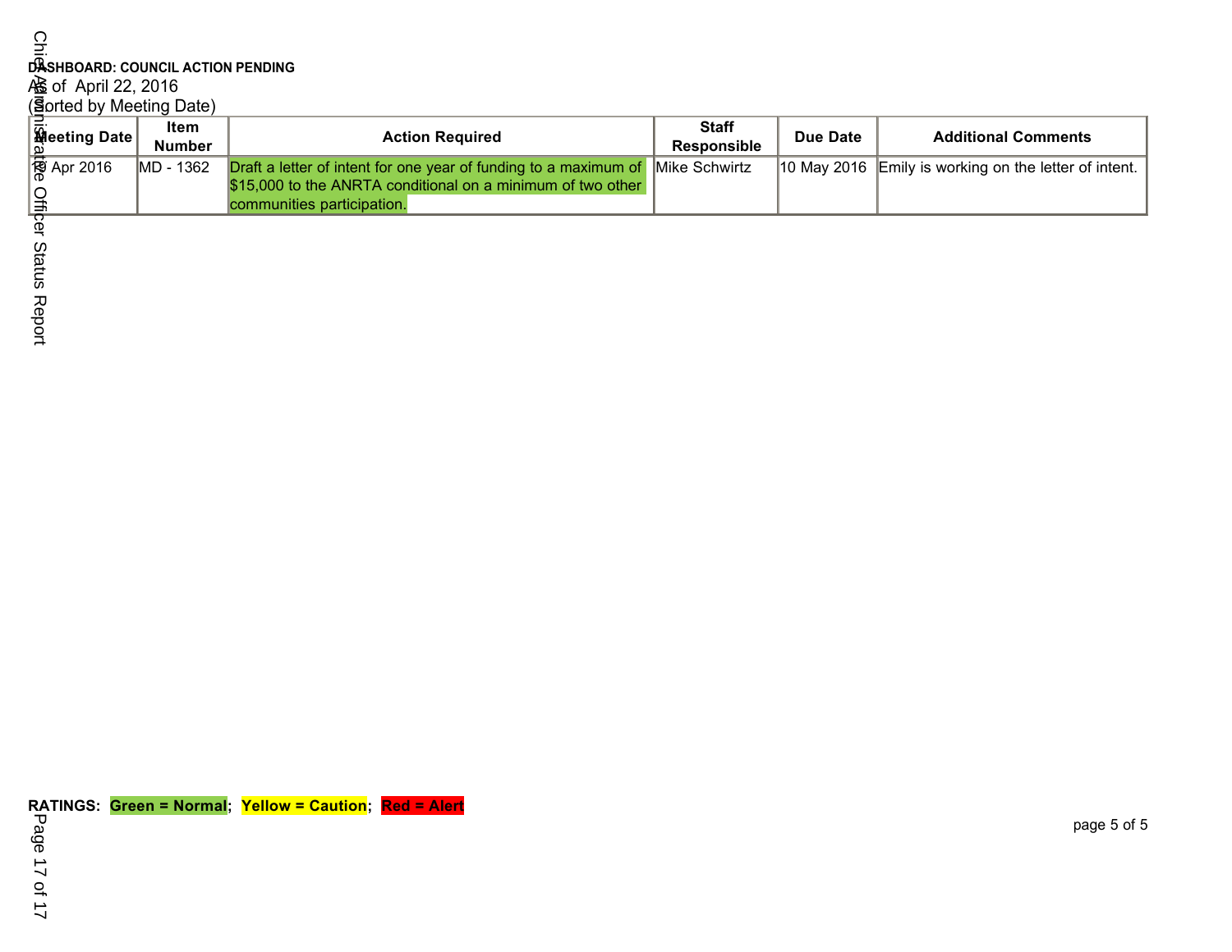**DASHBOARD: COUNCIL ACTION PENDING**
As of April 22, 2016
(Sorted by Meeting Date)

| Meeting Date | Item Number | Action Required | Staff Responsible | Due Date | Additional Comments |
|---|---|---|---|---|---|
| 12 Apr 2016 | MD - 1362 | Draft a letter of intent for one year of funding to a maximum of $15,000 to the ANRTA conditional on a minimum of two other communities participation. | Mike Schwirtz | 10 May 2016 | Emily is working on the letter of intent. |

**RATINGS: Green = Normal; Yellow = Caution; Red = Alert**